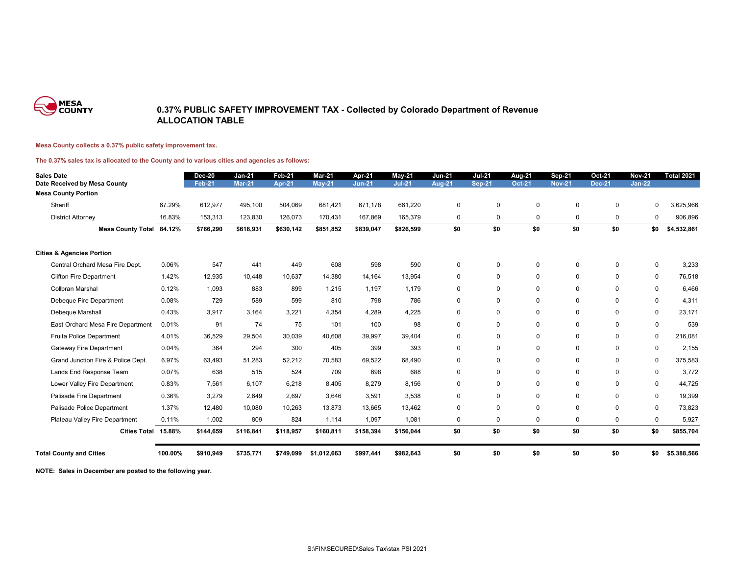MESA COUNTY

# 0.37% PUBLIC SAFETY IMPROVEMENT TAX - Collected by Colorado Department of Revenue
## ALLOCATION TABLE

**Mesa County collects a 0.37% public safety improvement tax.**

**The 0.37% sales tax is allocated to the County and to various cities and agencies as follows:**

| **Sales Date** | | **Dec-20** | **Jan-21** | **Feb-21** | **Mar-21** | **Apr-21** | **May-21** | **Jun-21** | **Jul-21** | **Aug-21** | **Sep-21** | **Oct-21** | **Nov-21** | **Total 2021** |
|---|---|---|---|---|---|---|---|---|---|---|---|---|---|---|
| **Date Received by Mesa County** | | **Feb-21** | **Mar-21** | **Apr-21** | **May-21** | **Jun-21** | **Jul-21** | **Aug-21** | **Sep-21** | **Oct-21** | **Nov-21** | **Dec-21** | **Jan-22** | |
| **Mesa County Portion** | | | | | | | | | | | | | | |
| Sheriff | 67.29% | 612,977 | 495,100 | 504,069 | 681,421 | 671,178 | 661,220 | 0 | 0 | 0 | 0 | 0 | 0 | 3,625,966 |
| District Attorney | 16.83% | 153,313 | 123,830 | 126,073 | 170,431 | 167,869 | 165,379 | 0 | 0 | 0 | 0 | 0 | 0 | 906,896 |
| **Mesa County Total** | **84.12%** | **$766,290** | **$618,931** | **$630,142** | **$851,852** | **$839,047** | **$826,599** | **$0** | **$0** | **$0** | **$0** | **$0** | **$0** | **$4,532,861** |
| **Cities & Agencies Portion** | | | | | | | | | | | | | | |
| Central Orchard Mesa Fire Dept. | 0.06% | 547 | 441 | 449 | 608 | 598 | 590 | 0 | 0 | 0 | 0 | 0 | 0 | 3,233 |
| Clifton Fire Department | 1.42% | 12,935 | 10,448 | 10,637 | 14,380 | 14,164 | 13,954 | 0 | 0 | 0 | 0 | 0 | 0 | 76,518 |
| Collbran Marshal | 0.12% | 1,093 | 883 | 899 | 1,215 | 1,197 | 1,179 | 0 | 0 | 0 | 0 | 0 | 0 | 6,466 |
| Debeque Fire Department | 0.08% | 729 | 589 | 599 | 810 | 798 | 786 | 0 | 0 | 0 | 0 | 0 | 0 | 4,311 |
| Debeque Marshall | 0.43% | 3,917 | 3,164 | 3,221 | 4,354 | 4,289 | 4,225 | 0 | 0 | 0 | 0 | 0 | 0 | 23,171 |
| East Orchard Mesa Fire Department | 0.01% | 91 | 74 | 75 | 101 | 100 | 98 | 0 | 0 | 0 | 0 | 0 | 0 | 539 |
| Fruita Police Department | 4.01% | 36,529 | 29,504 | 30,039 | 40,608 | 39,997 | 39,404 | 0 | 0 | 0 | 0 | 0 | 0 | 216,081 |
| Gateway Fire Department | 0.04% | 364 | 294 | 300 | 405 | 399 | 393 | 0 | 0 | 0 | 0 | 0 | 0 | 2,155 |
| Grand Junction Fire & Police Dept. | 6.97% | 63,493 | 51,283 | 52,212 | 70,583 | 69,522 | 68,490 | 0 | 0 | 0 | 0 | 0 | 0 | 375,583 |
| Lands End Response Team | 0.07% | 638 | 515 | 524 | 709 | 698 | 688 | 0 | 0 | 0 | 0 | 0 | 0 | 3,772 |
| Lower Valley Fire Department | 0.83% | 7,561 | 6,107 | 6,218 | 8,405 | 8,279 | 8,156 | 0 | 0 | 0 | 0 | 0 | 0 | 44,725 |
| Palisade Fire Department | 0.36% | 3,279 | 2,649 | 2,697 | 3,646 | 3,591 | 3,538 | 0 | 0 | 0 | 0 | 0 | 0 | 19,399 |
| Palisade Police Department | 1.37% | 12,480 | 10,080 | 10,263 | 13,873 | 13,665 | 13,462 | 0 | 0 | 0 | 0 | 0 | 0 | 73,823 |
| Plateau Valley Fire Department | 0.11% | 1,002 | 809 | 824 | 1,114 | 1,097 | 1,081 | 0 | 0 | 0 | 0 | 0 | 0 | 5,927 |
| **Cities Total** | **15.88%** | **$144,659** | **$116,841** | **$118,957** | **$160,811** | **$158,394** | **$156,044** | **$0** | **$0** | **$0** | **$0** | **$0** | **$0** | **$855,704** |
| **Total County and Cities** | **100.00%** | **$910,949** | **$735,771** | **$749,099** | **$1,012,663** | **$997,441** | **$982,643** | **$0** | **$0** | **$0** | **$0** | **$0** | **$0** | **$5,388,566** |

**NOTE: Sales in December are posted to the following year.**

S:\FIN\SECURED\Sales Tax\stax PSI 2021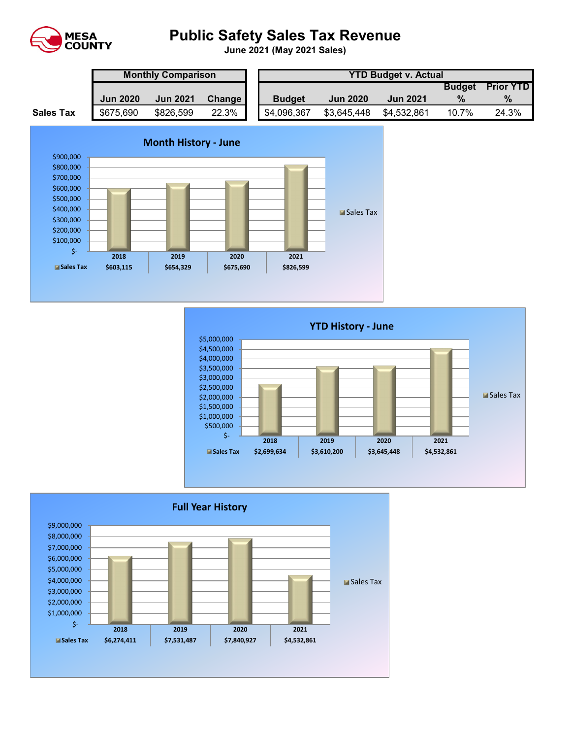# Public Safety Sales Tax Revenue

**June 2021 (May 2021 Sales)**

| | Monthly Comparison | | | YTD Budget v. Actual | | | | |
|---|---|---|---|---|---|---|---|---|
| | Jun 2020 | Jun 2021 | Change | Budget | Jun 2020 | Jun 2021 | Budget % | Prior YTD % |
| **Sales Tax** | $675,690 | $826,599 | 22.3% | $4,096,367 | $3,645,448 | $4,532,861 | 10.7% | 24.3% |

## Month History - June

| | 2018 | 2019 | 2020 | 2021 |
|---|---|---|---|---|
| Sales Tax | $603,115 | $654,329 | $675,690 | $826,599 |

## YTD History - June

| | 2018 | 2019 | 2020 | 2021 |
|---|---|---|---|---|
| Sales Tax | $2,699,634 | $3,610,200 | $3,645,448 | $4,532,861 |

## Full Year History

| | 2018 | 2019 | 2020 | 2021 |
|---|---|---|---|---|
| Sales Tax | $6,274,411 | $7,531,487 | $7,840,927 | $4,532,861 |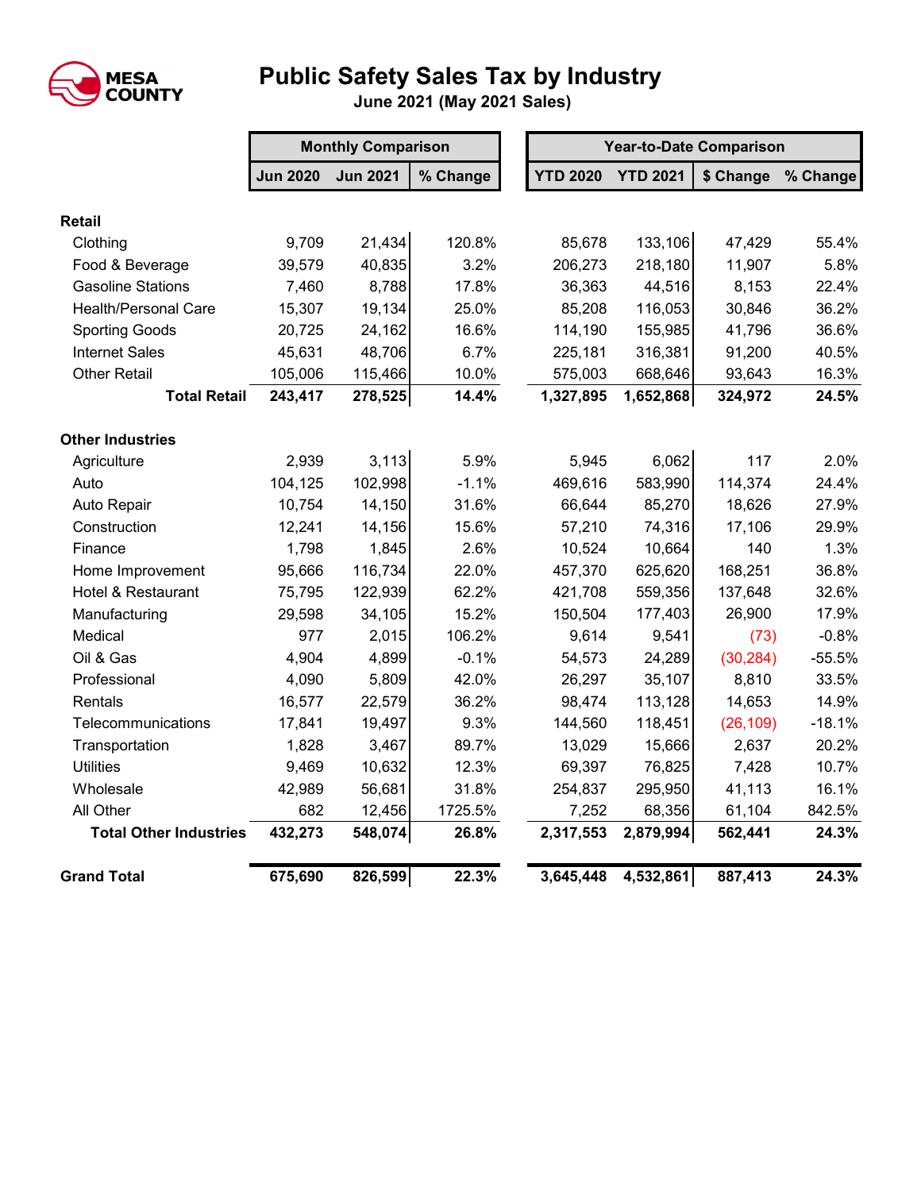MESA COUNTY

# Public Safety Sales Tax by Industry

**June 2021 (May 2021 Sales)**

| | Monthly Comparison | | | Year-to-Date Comparison | | | |
|---|---|---|---|---|---|---|---|
| | Jun 2020 | Jun 2021 | % Change | YTD 2020 | YTD 2021 | $ Change | % Change |
| **Retail** | | | | | | | |
| Clothing | 9,709 | 21,434 | 120.8% | 85,678 | 133,106 | 47,429 | 55.4% |
| Food & Beverage | 39,579 | 40,835 | 3.2% | 206,273 | 218,180 | 11,907 | 5.8% |
| Gasoline Stations | 7,460 | 8,788 | 17.8% | 36,363 | 44,516 | 8,153 | 22.4% |
| Health/Personal Care | 15,307 | 19,134 | 25.0% | 85,208 | 116,053 | 30,846 | 36.2% |
| Sporting Goods | 20,725 | 24,162 | 16.6% | 114,190 | 155,985 | 41,796 | 36.6% |
| Internet Sales | 45,631 | 48,706 | 6.7% | 225,181 | 316,381 | 91,200 | 40.5% |
| Other Retail | 105,006 | 115,466 | 10.0% | 575,003 | 668,646 | 93,643 | 16.3% |
| **Total Retail** | **243,417** | **278,525** | **14.4%** | **1,327,895** | **1,652,868** | **324,972** | **24.5%** |
| **Other Industries** | | | | | | | |
| Agriculture | 2,939 | 3,113 | 5.9% | 5,945 | 6,062 | 117 | 2.0% |
| Auto | 104,125 | 102,998 | -1.1% | 469,616 | 583,990 | 114,374 | 24.4% |
| Auto Repair | 10,754 | 14,150 | 31.6% | 66,644 | 85,270 | 18,626 | 27.9% |
| Construction | 12,241 | 14,156 | 15.6% | 57,210 | 74,316 | 17,106 | 29.9% |
| Finance | 1,798 | 1,845 | 2.6% | 10,524 | 10,664 | 140 | 1.3% |
| Home Improvement | 95,666 | 116,734 | 22.0% | 457,370 | 625,620 | 168,251 | 36.8% |
| Hotel & Restaurant | 75,795 | 122,939 | 62.2% | 421,708 | 559,356 | 137,648 | 32.6% |
| Manufacturing | 29,598 | 34,105 | 15.2% | 150,504 | 177,403 | 26,900 | 17.9% |
| Medical | 977 | 2,015 | 106.2% | 9,614 | 9,541 | (73) | -0.8% |
| Oil & Gas | 4,904 | 4,899 | -0.1% | 54,573 | 24,289 | (30,284) | -55.5% |
| Professional | 4,090 | 5,809 | 42.0% | 26,297 | 35,107 | 8,810 | 33.5% |
| Rentals | 16,577 | 22,579 | 36.2% | 98,474 | 113,128 | 14,653 | 14.9% |
| Telecommunications | 17,841 | 19,497 | 9.3% | 144,560 | 118,451 | (26,109) | -18.1% |
| Transportation | 1,828 | 3,467 | 89.7% | 13,029 | 15,666 | 2,637 | 20.2% |
| Utilities | 9,469 | 10,632 | 12.3% | 69,397 | 76,825 | 7,428 | 10.7% |
| Wholesale | 42,989 | 56,681 | 31.8% | 254,837 | 295,950 | 41,113 | 16.1% |
| All Other | 682 | 12,456 | 1725.5% | 7,252 | 68,356 | 61,104 | 842.5% |
| **Total Other Industries** | **432,273** | **548,074** | **26.8%** | **2,317,553** | **2,879,994** | **562,441** | **24.3%** |
| **Grand Total** | **675,690** | **826,599** | **22.3%** | **3,645,448** | **4,532,861** | **887,413** | **24.3%** |